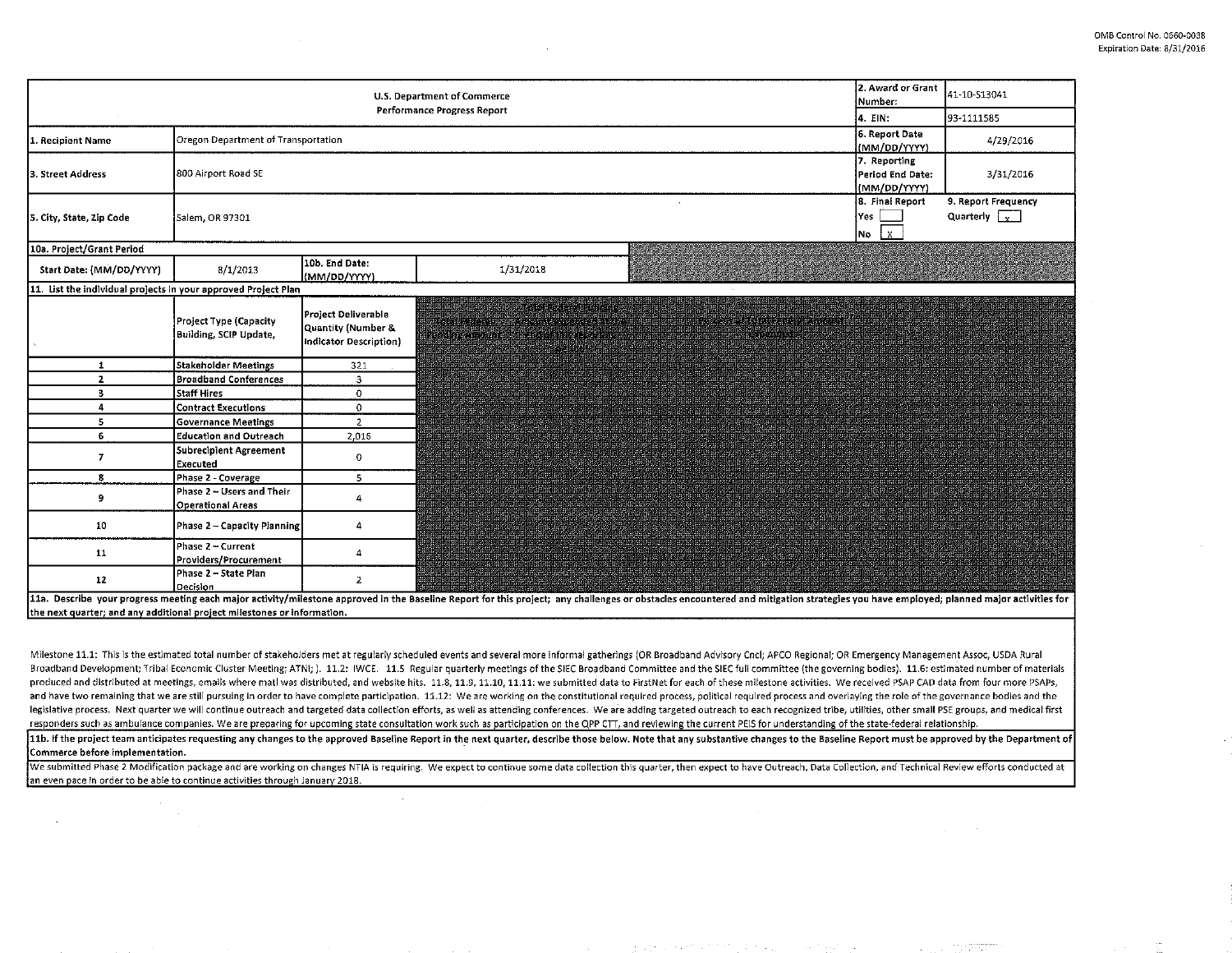OMB Control No. 0660-0038
Expiration Date: 8/31/2016

| U.S. Department of Commerce Performance Progress Report | | | | 2. Award or Grant Number: | 41-10-S13041 |
|---|---|---|---|---|---|
| | | | | 4. EIN: | 93-1111585 |
| 1. Recipient Name | Oregon Department of Transportation | | | 6. Report Date (MM/DD/YYYY) | 4/29/2016 |
| 3. Street Address | 800 Airport Road SE | | | 7. Reporting Period End Date: (MM/DD/YYYY) | 3/31/2016 |
| 5. City, State, Zip Code | Salem, OR 97301 | | | 8. Final Report Yes [ ] No [X] | 9. Report Frequency Quarterly [x] |
| 10a. Project/Grant Period | | | | | |
| Start Date: (MM/DD/YYYY) | 8/1/2013 | 10b. End Date: (MM/DD/YYYY) | 1/31/2018 | | |

**11. List the individual projects in your approved Project Plan**

| | Project Type (Capacity Building, SCIP Update, | Project Deliverable Quantity (Number & Indicator Description) |
|---|---|---|
| 1 | Stakeholder Meetings | 321 |
| 2 | Broadband Conferences | 3 |
| 3 | Staff Hires | 0 |
| 4 | Contract Executions | 0 |
| 5 | Governance Meetings | 2 |
| 6 | Education and Outreach | 2,016 |
| 7 | Subrecipient Agreement Executed | 0 |
| 8 | Phase 2 - Coverage | 5 |
| 9 | Phase 2 – Users and Their Operational Areas | 4 |
| 10 | Phase 2 – Capacity Planning | 4 |
| 11 | Phase 2 – Current Providers/Procurement | 4 |
| 12 | Phase 2 – State Plan Decision | 2 |

**11a. Describe your progress meeting each major activity/milestone approved in the Baseline Report for this project; any challenges or obstacles encountered and mitigation strategies you have employed; planned major activities for the next quarter; and any additional project milestones or information.**

Milestone 11.1: This is the estimated total number of stakeholders met at regularly scheduled events and several more informal gatherings (OR Broadband Advisory Cncl; APCO Regional; OR Emergency Management Assoc, USDA Rural Broadband Development; Tribal Economic Cluster Meeting; ATNI; ). 11.2: IWCE. 11.5 Regular quarterly meetings of the SIEC Broadband Committee and the SIEC full committee (the governing bodies). 11.6: estimated number of materials produced and distributed at meetings, emails where matl was distributed, and website hits. 11.8, 11.9, 11.10, 11.11: we submitted data to FirstNet for each of these milestone activities. We received PSAP CAD data from four more PSAPs, and have two remaining that we are still pursuing in order to have complete participation. 11.12: We are working on the constitutional required process, political required process and overlaying the role of the governance bodies and the legislative process. Next quarter we will continue outreach and targeted data collection efforts, as well as attending conferences. We are adding targeted outreach to each recognized tribe, utilities, other small PSE groups, and medical first responders such as ambulance companies. We are preparing for upcoming state consultation work such as participation on the QPP CTT, and reviewing the current PEIS for understanding of the state-federal relationship.

**11b. If the project team anticipates requesting any changes to the approved Baseline Report in the next quarter, describe those below. Note that any substantive changes to the Baseline Report must be approved by the Department of Commerce before implementation.**

We submitted Phase 2 Modification package and are working on changes NTIA is requiring. We expect to continue some data collection this quarter, then expect to have Outreach, Data Collection, and Technical Review efforts conducted at an even pace in order to be able to continue activities through January 2018.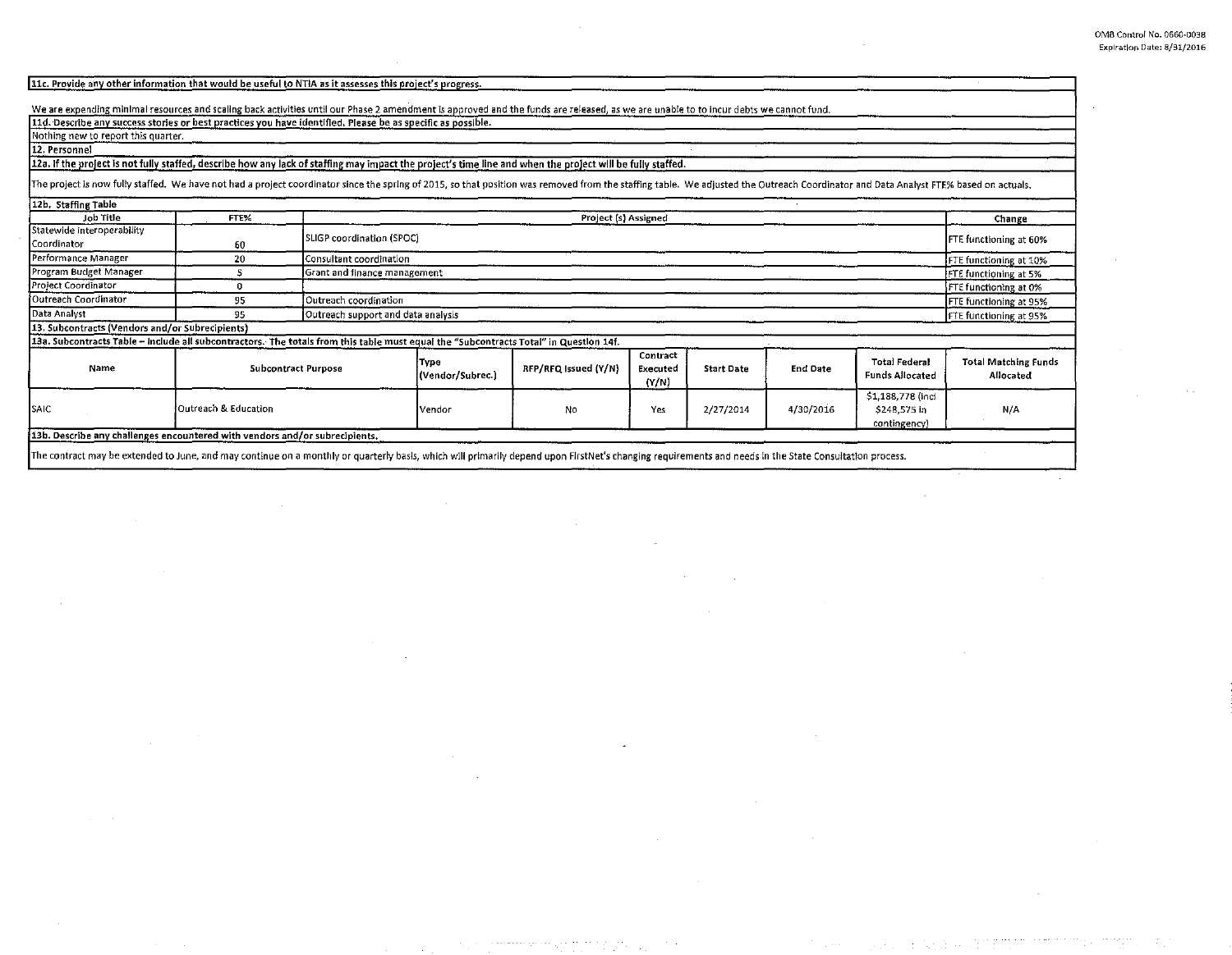**11c. Provide any other information that would be useful to NTIA as it assesses this project's progress.**

We are expending minimal resources and scaling back activities until our Phase 2 amendment is approved and the funds are released, as we are unable to to incur debts we cannot fund.

**11d. Describe any success stories or best practices you have identified. Please be as specific as possible.**

Nothing new to report this quarter.

**12. Personnel**

**12a. If the project is not fully staffed, describe how any lack of staffing may impact the project's time line and when the project will be fully staffed.**

The project is now fully staffed. We have not had a project coordinator since the spring of 2015, so that position was removed from the staffing table. We adjusted the Outreach Coordinator and Data Analyst FTE% based on actuals.

**12b. Staffing Table**

| Job Title | FTE% | Project (s) Assigned | Change |
|---|---|---|---|
| Statewide Interoperability Coordinator | 60 | SLIGP coordination (SPOC) | FTE functioning at 60% |
| Performance Manager | 20 | Consultant coordination | FTE functioning at 10% |
| Program Budget Manager | 5 | Grant and finance management | FTE functioning at 5% |
| Project Coordinator | 0 | | FTE functioning at 0% |
| Outreach Coordinator | 95 | Outreach coordination | FTE functioning at 95% |
| Data Analyst | 95 | Outreach support and data analysis | FTE functioning at 95% |

**13. Subcontracts (Vendors and/or Subrecipients)**

**13a. Subcontracts Table – Include all subcontractors. The totals from this table must equal the "Subcontracts Total" in Question 14f.**

| Name | Subcontract Purpose | Type (Vendor/Subrec.) | RFP/RFQ Issued (Y/N) | Contract Executed (Y/N) | Start Date | End Date | Total Federal Funds Allocated | Total Matching Funds Allocated |
|---|---|---|---|---|---|---|---|---|
| SAIC | Outreach & Education | Vendor | No | Yes | 2/27/2014 | 4/30/2016 | $1,188,778 (incl $248,575 in contingency) | N/A |

**13b. Describe any challenges encountered with vendors and/or subrecipients.**

The contract may be extended to June, and may continue on a monthly or quarterly basis, which will primarily depend upon FirstNet's changing requirements and needs in the State Consultation process.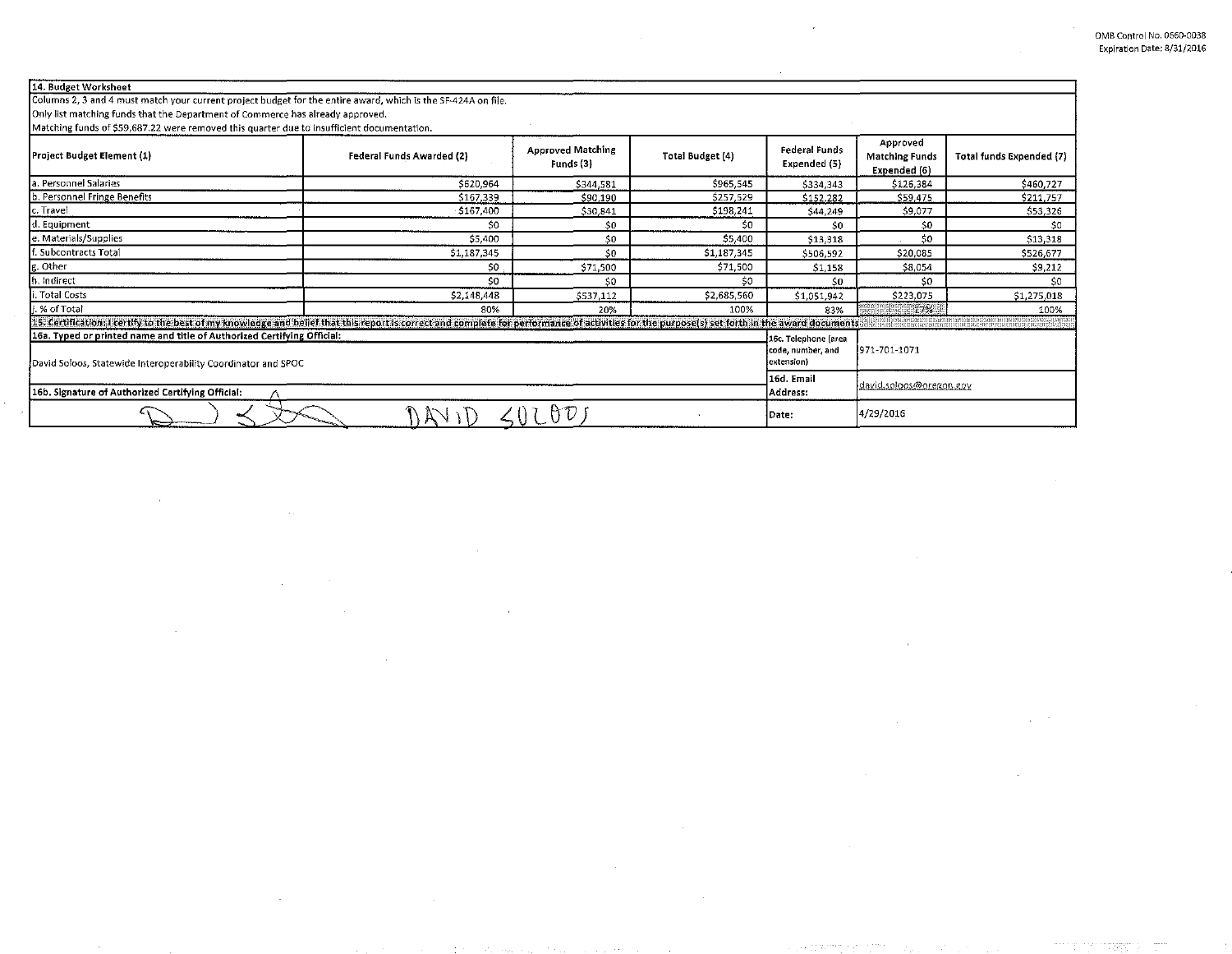OMB Control No. 0660-0038
Expiration Date: 8/31/2016

**14. Budget Worksheet**

Columns 2, 3 and 4 must match your current project budget for the entire award, which is the SF-424A on file.

Only list matching funds that the Department of Commerce has already approved.

Matching funds of $59,687.22 were removed this quarter due to insufficient documentation.

| Project Budget Element (1) | Federal Funds Awarded (2) | Approved Matching Funds (3) | Total Budget (4) | Federal Funds Expended (5) | Approved Matching Funds Expended (6) | Total funds Expended (7) |
|---|---|---|---|---|---|---|
| a. Personnel Salaries | $620,964 | $344,581 | $965,545 | $334,343 | $126,384 | $460,727 |
| b. Personnel Fringe Benefits | $167,339 | $90,190 | $257,529 | $152,282 | $59,475 | $211,757 |
| c. Travel | $167,400 | $30,841 | $198,241 | $44,249 | $9,077 | $53,326 |
| d. Equipment | $0 | $0 | $0 | $0 | $0 | $0 |
| e. Materials/Supplies | $5,400 | $0 | $5,400 | $13,318 | $0 | $13,318 |
| f. Subcontracts Total | $1,187,345 | $0 | $1,187,345 | $506,592 | $20,085 | $526,677 |
| g. Other | $0 | $71,500 | $71,500 | $1,158 | $8,054 | $9,212 |
| h. Indirect | $0 | $0 | $0 | $0 | $0 | $0 |
| i. Total Costs | $2,148,448 | $537,112 | $2,685,560 | $1,051,942 | $223,075 | $1,275,018 |
| j. % of Total | 80% | 20% | 100% | 83% | 17% | 100% |

**15. Certification:** I certify to the best of my knowledge and belief that this report is correct and complete for performance of activities for the purpose(s) set forth in the award documents.

| | | |
|---|---|---|
| **16a. Typed or printed name and title of Authorized Certifying Official:** David Soloos, Statewide Interoperability Coordinator and SPOC | 16c. Telephone (area code, number, and extension) | 971-701-1071 |
| | 16d. Email Address: | david.soloos@oregon.gov |
| **16b. Signature of Authorized Certifying Official:** DAVID SOLOOS | Date: | 4/29/2016 |